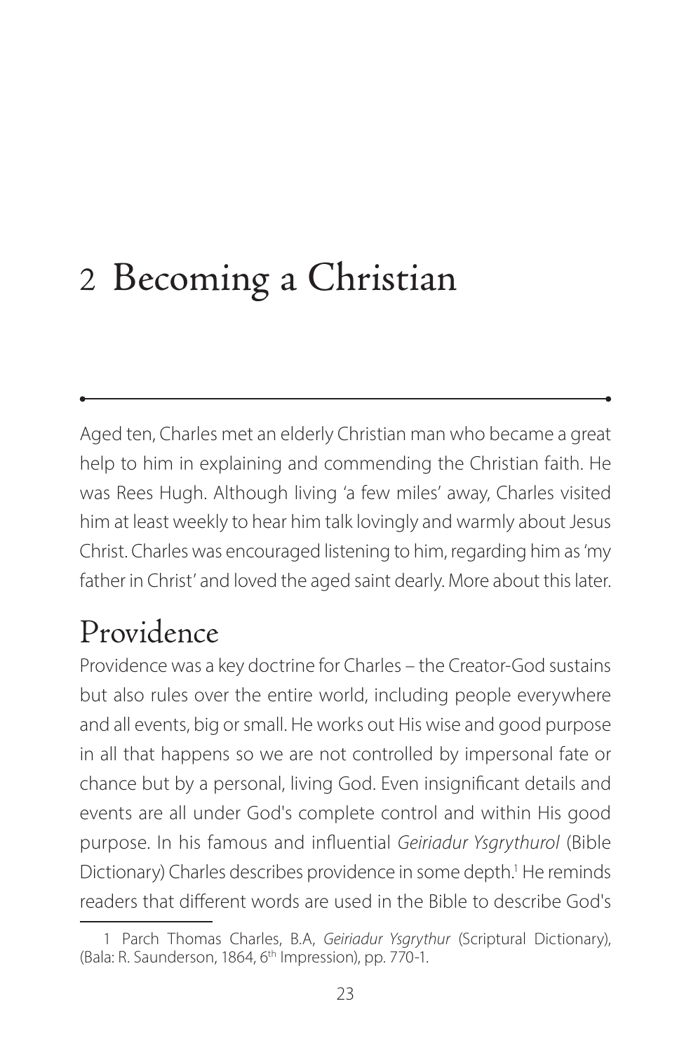# 2 Becoming a Christian

Aged ten, Charles met an elderly Christian man who became a great help to him in explaining and commending the Christian faith. He was Rees Hugh. Although living 'a few miles' away, Charles visited him at least weekly to hear him talk lovingly and warmly about Jesus Christ. Charles was encouraged listening to him, regarding him as 'my father in Christ' and loved the aged saint dearly. More about this later.

## Providence

Providence was a key doctrine for Charles – the Creator-God sustains but also rules over the entire world, including people everywhere and all events, big or small. He works out His wise and good purpose in all that happens so we are not controlled by impersonal fate or chance but by a personal, living God. Even insignificant details and events are all under God's complete control and within His good purpose. In his famous and influential *Geiriadur Ysgrythurol* (Bible Dictionary) Charles describes providence in some depth.[1] He reminds readers that different words are used in the Bible to describe God's

---

1 Parch Thomas Charles, B.A, *Geiriadur Ysgrythur* (Scriptural Dictionary), (Bala: R. Saunderson, 1864, 6th Impression), pp. 770-1.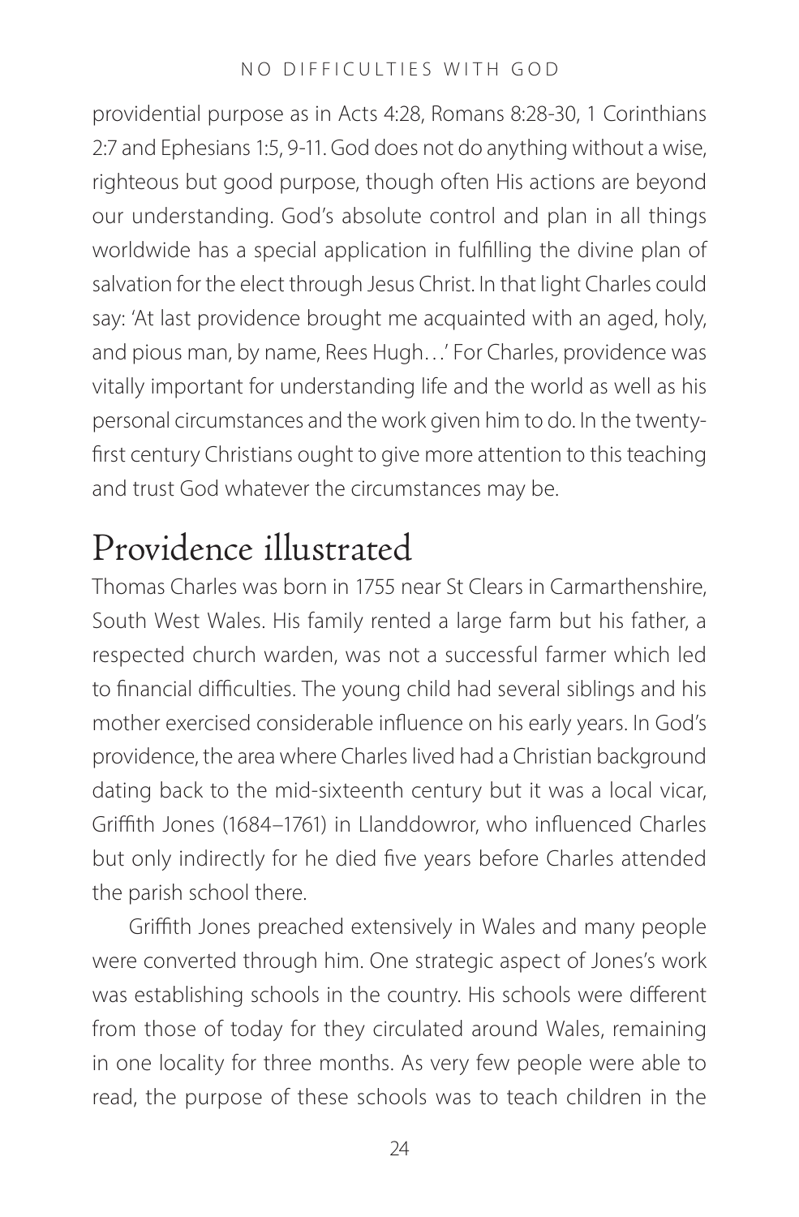providential purpose as in Acts 4:28, Romans 8:28-30, 1 Corinthians 2:7 and Ephesians 1:5, 9-11. God does not do anything without a wise, righteous but good purpose, though often His actions are beyond our understanding. God's absolute control and plan in all things worldwide has a special application in fulfilling the divine plan of salvation for the elect through Jesus Christ. In that light Charles could say: 'At last providence brought me acquainted with an aged, holy, and pious man, by name, Rees Hugh…' For Charles, providence was vitally important for understanding life and the world as well as his personal circumstances and the work given him to do. In the twenty-first century Christians ought to give more attention to this teaching and trust God whatever the circumstances may be.

## Providence illustrated

Thomas Charles was born in 1755 near St Clears in Carmarthenshire, South West Wales. His family rented a large farm but his father, a respected church warden, was not a successful farmer which led to financial difficulties. The young child had several siblings and his mother exercised considerable influence on his early years. In God's providence, the area where Charles lived had a Christian background dating back to the mid-sixteenth century but it was a local vicar, Griffith Jones (1684–1761) in Llanddowror, who influenced Charles but only indirectly for he died five years before Charles attended the parish school there.

Griffith Jones preached extensively in Wales and many people were converted through him. One strategic aspect of Jones's work was establishing schools in the country. His schools were different from those of today for they circulated around Wales, remaining in one locality for three months. As very few people were able to read, the purpose of these schools was to teach children in the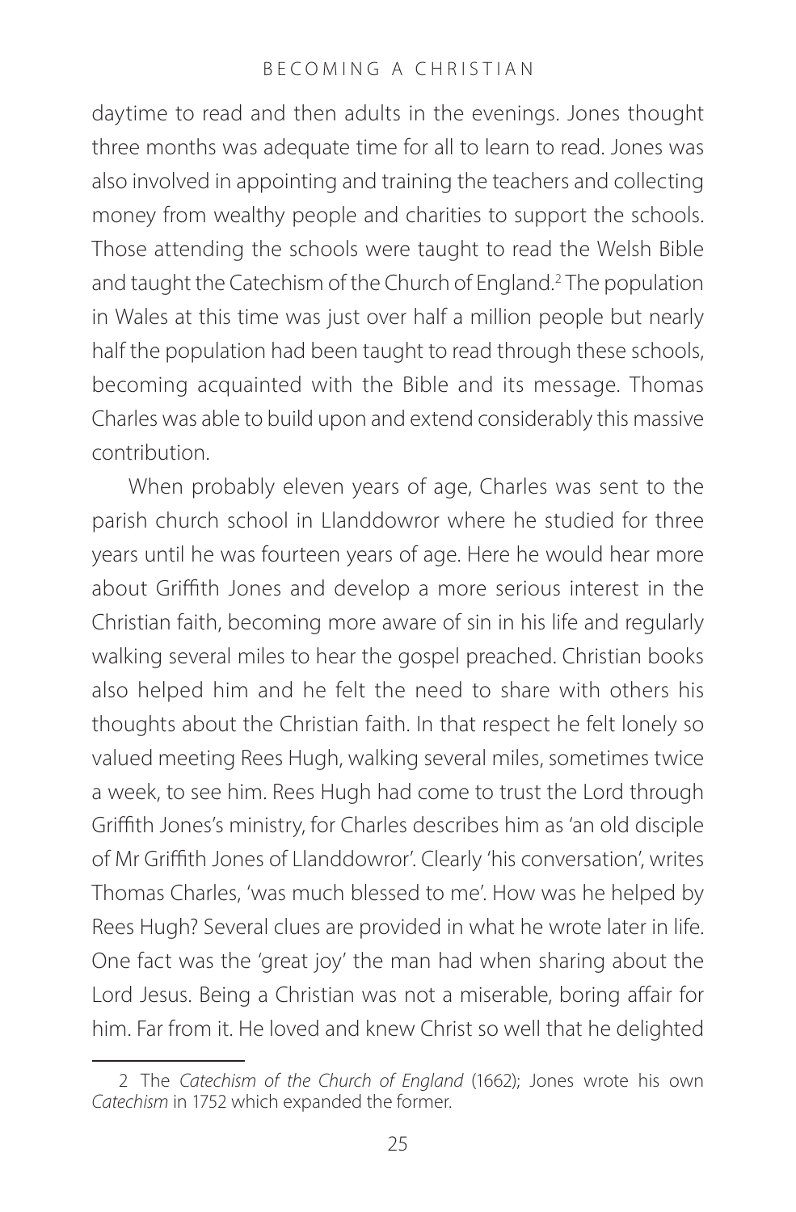daytime to read and then adults in the evenings. Jones thought three months was adequate time for all to learn to read. Jones was also involved in appointing and training the teachers and collecting money from wealthy people and charities to support the schools. Those attending the schools were taught to read the Welsh Bible and taught the Catechism of the Church of England.[2] The population in Wales at this time was just over half a million people but nearly half the population had been taught to read through these schools, becoming acquainted with the Bible and its message. Thomas Charles was able to build upon and extend considerably this massive contribution.

When probably eleven years of age, Charles was sent to the parish church school in Llanddowror where he studied for three years until he was fourteen years of age. Here he would hear more about Griffith Jones and develop a more serious interest in the Christian faith, becoming more aware of sin in his life and regularly walking several miles to hear the gospel preached. Christian books also helped him and he felt the need to share with others his thoughts about the Christian faith. In that respect he felt lonely so valued meeting Rees Hugh, walking several miles, sometimes twice a week, to see him. Rees Hugh had come to trust the Lord through Griffith Jones's ministry, for Charles describes him as 'an old disciple of Mr Griffith Jones of Llanddowror'. Clearly 'his conversation', writes Thomas Charles, 'was much blessed to me'. How was he helped by Rees Hugh? Several clues are provided in what he wrote later in life. One fact was the 'great joy' the man had when sharing about the Lord Jesus. Being a Christian was not a miserable, boring affair for him. Far from it. He loved and knew Christ so well that he delighted

---

2 The *Catechism of the Church of England* (1662); Jones wrote his own *Catechism* in 1752 which expanded the former.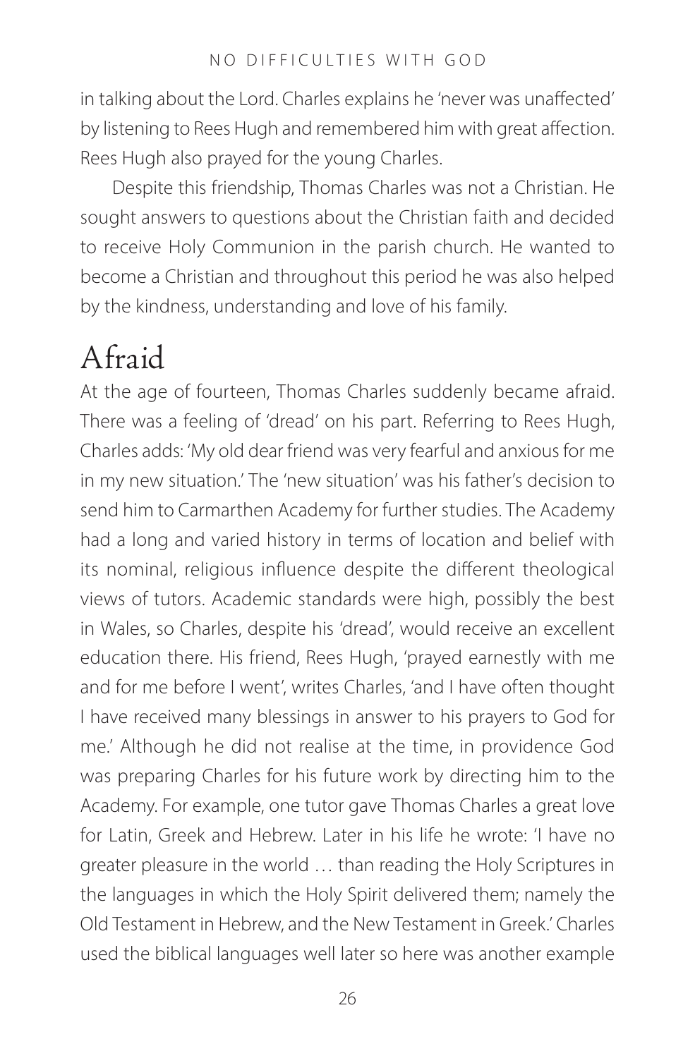in talking about the Lord. Charles explains he 'never was unaffected' by listening to Rees Hugh and remembered him with great affection. Rees Hugh also prayed for the young Charles.

Despite this friendship, Thomas Charles was not a Christian. He sought answers to questions about the Christian faith and decided to receive Holy Communion in the parish church. He wanted to become a Christian and throughout this period he was also helped by the kindness, understanding and love of his family.

## Afraid

At the age of fourteen, Thomas Charles suddenly became afraid. There was a feeling of 'dread' on his part. Referring to Rees Hugh, Charles adds: 'My old dear friend was very fearful and anxious for me in my new situation.' The 'new situation' was his father's decision to send him to Carmarthen Academy for further studies. The Academy had a long and varied history in terms of location and belief with its nominal, religious influence despite the different theological views of tutors. Academic standards were high, possibly the best in Wales, so Charles, despite his 'dread', would receive an excellent education there. His friend, Rees Hugh, 'prayed earnestly with me and for me before I went', writes Charles, 'and I have often thought I have received many blessings in answer to his prayers to God for me.' Although he did not realise at the time, in providence God was preparing Charles for his future work by directing him to the Academy. For example, one tutor gave Thomas Charles a great love for Latin, Greek and Hebrew. Later in his life he wrote: 'I have no greater pleasure in the world … than reading the Holy Scriptures in the languages in which the Holy Spirit delivered them; namely the Old Testament in Hebrew, and the New Testament in Greek.' Charles used the biblical languages well later so here was another example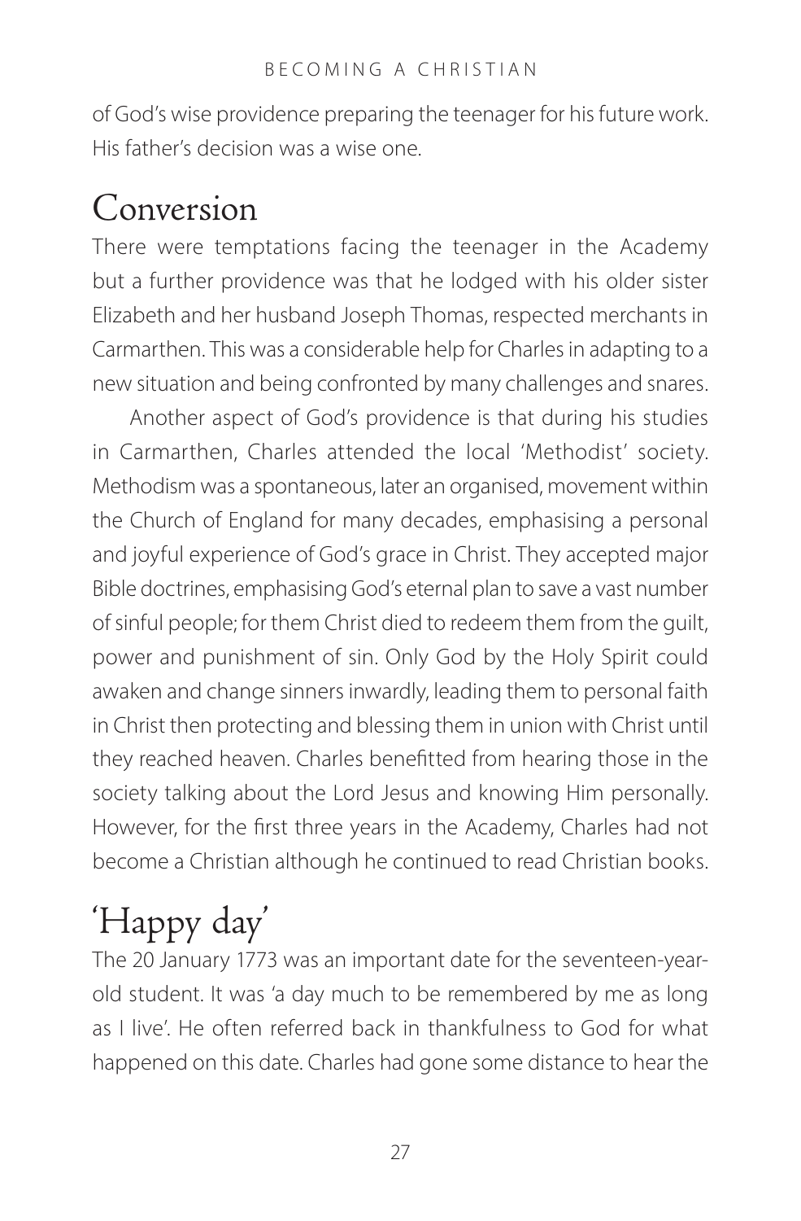of God's wise providence preparing the teenager for his future work. His father's decision was a wise one.

## Conversion

There were temptations facing the teenager in the Academy but a further providence was that he lodged with his older sister Elizabeth and her husband Joseph Thomas, respected merchants in Carmarthen. This was a considerable help for Charles in adapting to a new situation and being confronted by many challenges and snares.

Another aspect of God's providence is that during his studies in Carmarthen, Charles attended the local 'Methodist' society. Methodism was a spontaneous, later an organised, movement within the Church of England for many decades, emphasising a personal and joyful experience of God's grace in Christ. They accepted major Bible doctrines, emphasising God's eternal plan to save a vast number of sinful people; for them Christ died to redeem them from the guilt, power and punishment of sin. Only God by the Holy Spirit could awaken and change sinners inwardly, leading them to personal faith in Christ then protecting and blessing them in union with Christ until they reached heaven. Charles benefitted from hearing those in the society talking about the Lord Jesus and knowing Him personally. However, for the first three years in the Academy, Charles had not become a Christian although he continued to read Christian books.

## 'Happy day'

The 20 January 1773 was an important date for the seventeen-year-old student. It was 'a day much to be remembered by me as long as I live'. He often referred back in thankfulness to God for what happened on this date. Charles had gone some distance to hear the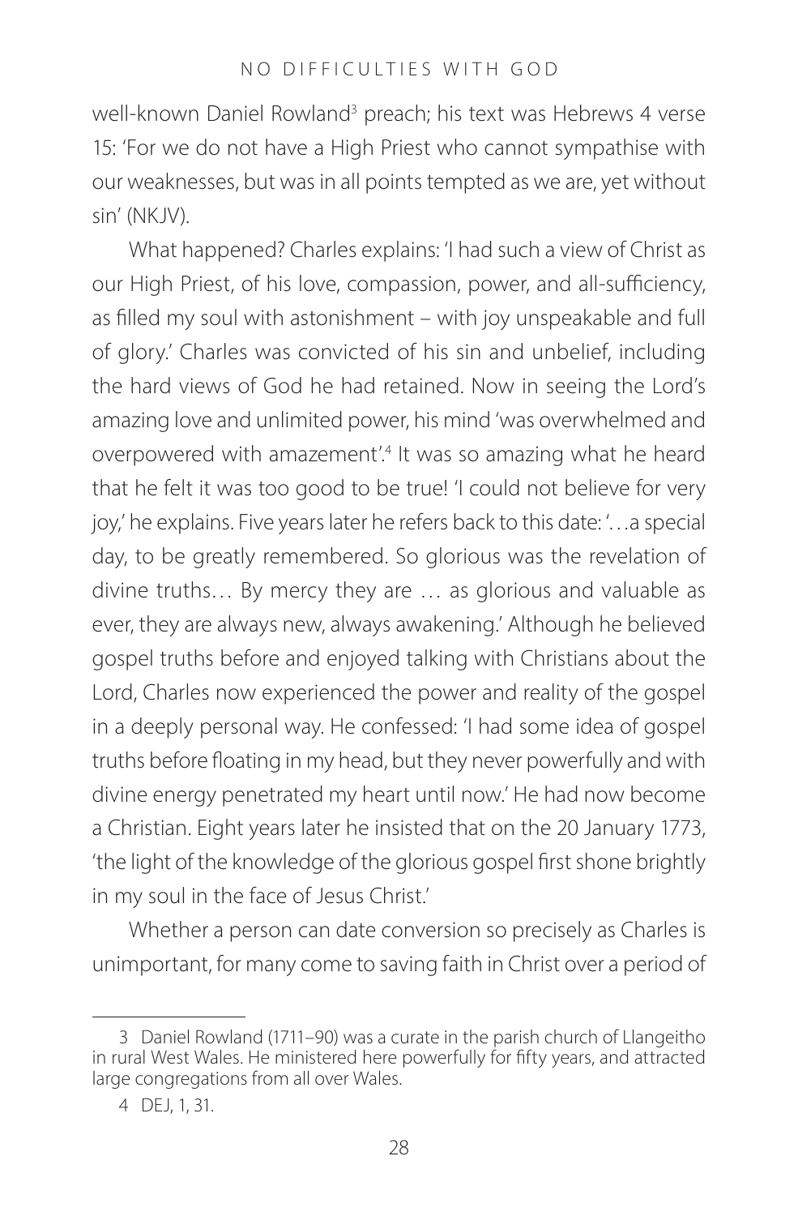well-known Daniel Rowland[3] preach; his text was Hebrews 4 verse 15: 'For we do not have a High Priest who cannot sympathise with our weaknesses, but was in all points tempted as we are, yet without sin' (NKJV).

What happened? Charles explains: 'I had such a view of Christ as our High Priest, of his love, compassion, power, and all-sufficiency, as filled my soul with astonishment – with joy unspeakable and full of glory.' Charles was convicted of his sin and unbelief, including the hard views of God he had retained. Now in seeing the Lord's amazing love and unlimited power, his mind 'was overwhelmed and overpowered with amazement'.[4] It was so amazing what he heard that he felt it was too good to be true! 'I could not believe for very joy,' he explains. Five years later he refers back to this date: '…a special day, to be greatly remembered. So glorious was the revelation of divine truths… By mercy they are … as glorious and valuable as ever, they are always new, always awakening.' Although he believed gospel truths before and enjoyed talking with Christians about the Lord, Charles now experienced the power and reality of the gospel in a deeply personal way. He confessed: 'I had some idea of gospel truths before floating in my head, but they never powerfully and with divine energy penetrated my heart until now.' He had now become a Christian. Eight years later he insisted that on the 20 January 1773, 'the light of the knowledge of the glorious gospel first shone brightly in my soul in the face of Jesus Christ.'

Whether a person can date conversion so precisely as Charles is unimportant, for many come to saving faith in Christ over a period of

---

3 Daniel Rowland (1711–90) was a curate in the parish church of Llangeitho in rural West Wales. He ministered here powerfully for fifty years, and attracted large congregations from all over Wales.

4 DEJ, 1, 31.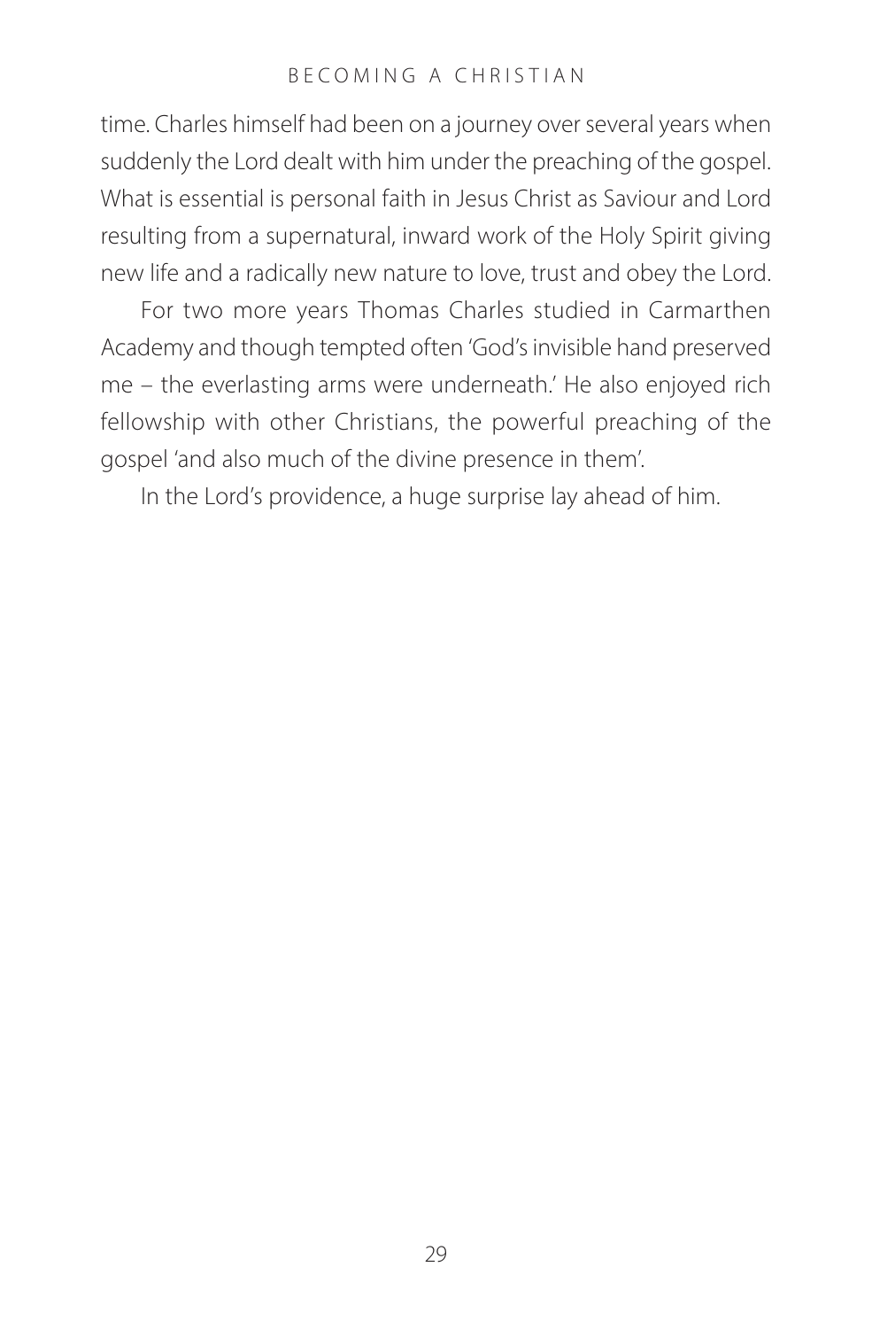time. Charles himself had been on a journey over several years when suddenly the Lord dealt with him under the preaching of the gospel. What is essential is personal faith in Jesus Christ as Saviour and Lord resulting from a supernatural, inward work of the Holy Spirit giving new life and a radically new nature to love, trust and obey the Lord.

For two more years Thomas Charles studied in Carmarthen Academy and though tempted often 'God's invisible hand preserved me – the everlasting arms were underneath.' He also enjoyed rich fellowship with other Christians, the powerful preaching of the gospel 'and also much of the divine presence in them'.

In the Lord's providence, a huge surprise lay ahead of him.